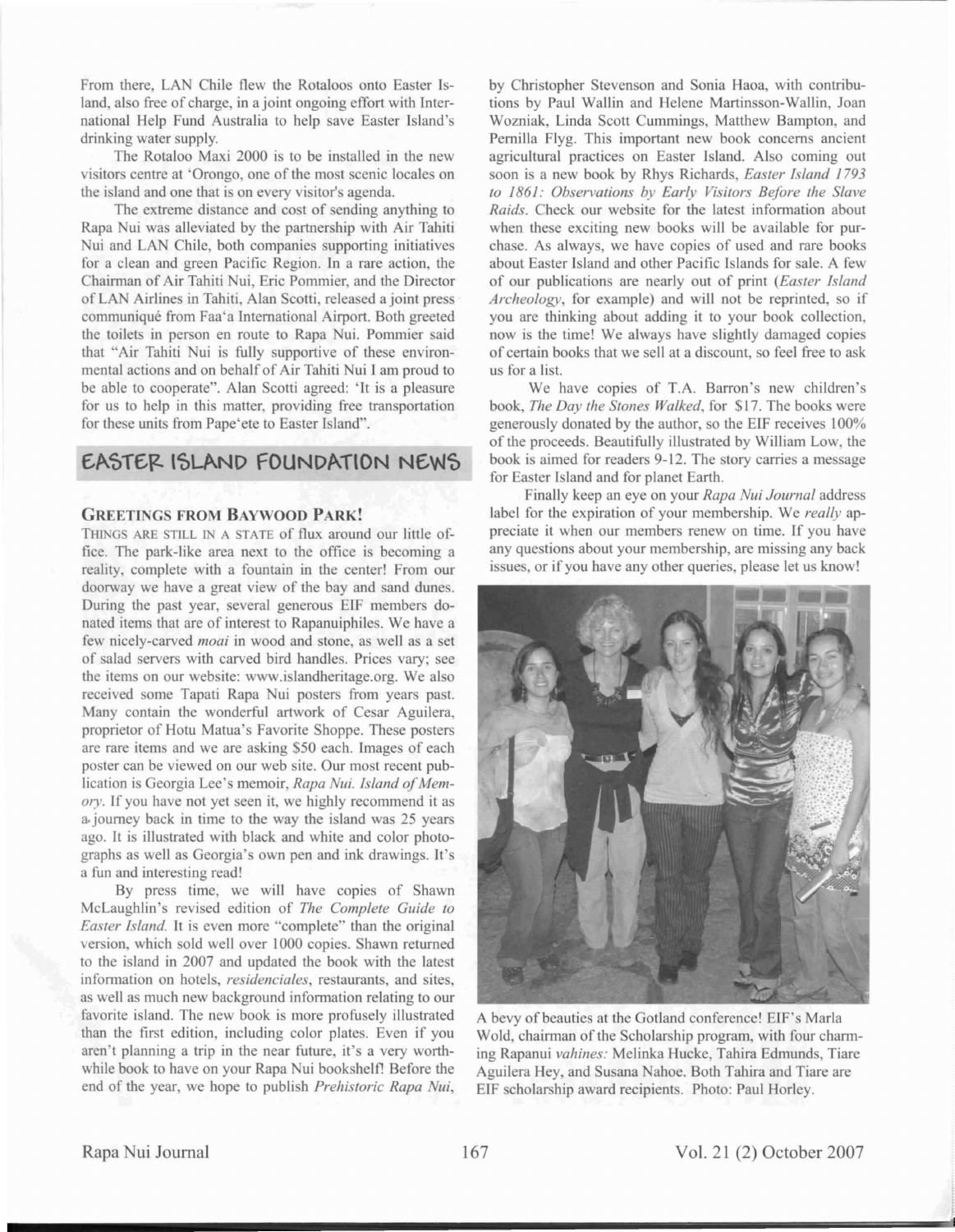From there, LAN Chile flew the Rotaloos onto Easter Island, also free of charge, in a joint ongoing effort with International Help Fund Australia to help save Easter Island's drinking water supply.

The Rotaloo Maxi 2000 is to be installed in the new visitors centre at 'Orongo, one of the most scenic locales on the island and one that is on every visitor's agenda.

The extreme distance and cost of sending anything to Rapa Nui was alleviated by the partnership with Air Tahiti Nui and LAN Chile, both companies supporting initiatives for a clean and green Pacific Region. In a rare action, the Chairman of Air Tahiti Nui, Eric Pommier, and the Director of LAN Airlines in Tahiti, Alan Scotti, released a joint press communiqué from Faa'a International Airport. Both greeted the toilets in person en route to Rapa Nui. Pommier said that "Air Tahiti Nui is fully supportive of these environmental actions and on behalf of Air Tahiti Nui I am proud to be able to cooperate". Alan Scotti agreed: 'It is a pleasure for us to help in this matter, providing free transportation for these units from Pape'ete to Easter Island".

## EASTER ISLAND FOUNDATION NEWS

### GREETINGS FROM BAYWOOD PARK!

THINGS ARE STILL IN A STATE of flux around our little office. The park-like area next to the office is becoming a reality, complete with a fountain in the center! From our doorway we have a great view of the bay and sand dunes. During the past year, several generous EIF members donated items that are of interest to Rapanuiphiles. We have a few nicely-carved *moai* in wood and stone, as well as a set of salad servers with carved bird handles. Prices vary; see the items on our website: www.islandheritage.org. We also received some Tapati Rapa Nui posters from years past. Many contain the wonderful artwork of Cesar Aguilera, proprietor of Hotu Matua's Favorite Shoppe. These posters are rare items and we are asking $50 each. Images of each poster can be viewed on our web site. Our most recent publication is Georgia Lee's memoir, *Rapa Nui. Island of Memory*. If you have not yet seen it, we highly recommend it as a journey back in time to the way the island was 25 years ago. It is illustrated with black and white and color photographs as well as Georgia's own pen and ink drawings. It's a fun and interesting read!

By press time, we will have copies of Shawn McLaughlin's revised edition of *The Complete Guide to Easter Island.* It is even more "complete" than the original version, which sold well over 1000 copies. Shawn returned to the island in 2007 and updated the book with the latest information on hotels, *residenciales*, restaurants, and sites, as well as much new background information relating to our favorite island. The new book is more profusely illustrated than the first edition, including color plates. Even if you aren't planning a trip in the near future, it's a very worthwhile book to have on your Rapa Nui bookshelf! Before the end of the year, we hope to publish *Prehistoric Rapa Nui*, by Christopher Stevenson and Sonia Haoa, with contributions by Paul Wallin and Helene Martinsson-Wallin, Joan Wozniak, Linda Scott Cummings, Matthew Bampton, and Pernilla Flyg. This important new book concerns ancient agricultural practices on Easter Island. Also coming out soon is a new book by Rhys Richards, *Easter Island 1793 to 1861: Observations by Early Visitors Before the Slave Raids*. Check our website for the latest information about when these exciting new books will be available for purchase. As always, we have copies of used and rare books about Easter Island and other Pacific Islands for sale. A few of our publications are nearly out of print (*Easter Island Archeology*, for example) and will not be reprinted, so if you are thinking about adding it to your book collection, now is the time! We always have slightly damaged copies of certain books that we sell at a discount, so feel free to ask us for a list.

We have copies of T.A. Barron's new children's book, *The Day the Stones Walked*, for $17. The books were generously donated by the author, so the EIF receives 100% of the proceeds. Beautifully illustrated by William Low, the book is aimed for readers 9-12. The story carries a message for Easter Island and for planet Earth.

Finally keep an eye on your *Rapa Nui Journal* address label for the expiration of your membership. We *really* appreciate it when our members renew on time. If you have any questions about your membership, are missing any back issues, or if you have any other queries, please let us know!

A bevy of beauties at the Gotland conference! EIF's Marla Wold, chairman of the Scholarship program, with four charming Rapanui *vahines:* Melinka Hucke, Tahira Edmunds, Tiare Aguilera Hey, and Susana Nahoe. Both Tahira and Tiare are EIF scholarship award recipients. Photo: Paul Horley.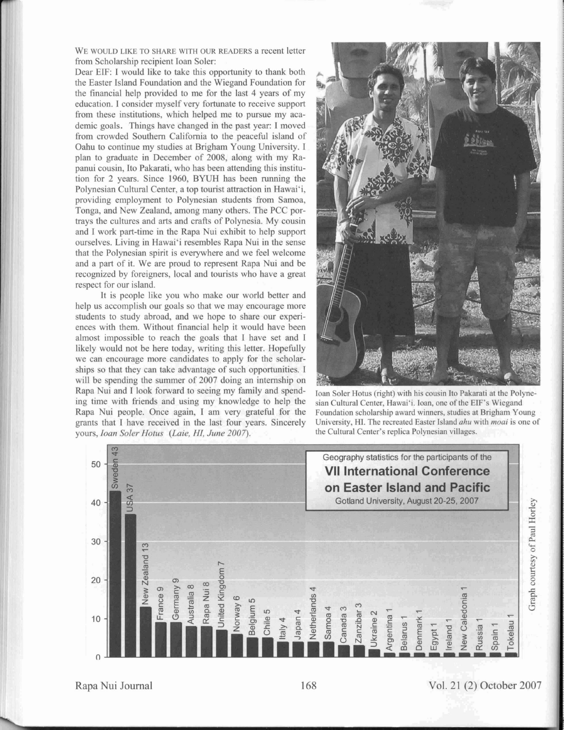WE WOULD LIKE TO SHARE WITH OUR READERS a recent letter from Scholarship recipient Ioan Soler:

Dear EIF: I would like to take this opportunity to thank both the Easter Island Foundation and the Wiegand Foundation for the financial help provided to me for the last 4 years of my education. I consider myself very fortunate to receive support from these institutions, which helped me to pursue my academic goals. Things have changed in the past year: I moved from crowded Southern California to the peaceful island of Oahu to continue my studies at Brigham Young University. I plan to graduate in December of 2008, along with my Rapanui cousin, Ito Pakarati, who has been attending this institution for 2 years. Since 1960, BYUH has been running the Polynesian Cultural Center, a top tourist attraction in Hawai'i, providing employment to Polynesian students from Samoa, Tonga, and New Zealand, among many others. The PCC portrays the cultures and arts and crafts of Polynesia. My cousin and I work part-time in the Rapa Nui exhibit to help support ourselves. Living in Hawai'i resembles Rapa Nui in the sense that the Polynesian spirit is everywhere and we feel welcome and a part of it. We are proud to represent Rapa Nui and be recognized by foreigners, local and tourists who have a great respect for our island.

It is people like you who make our world better and help us accomplish our goals so that we may encourage more students to study abroad, and we hope to share our experiences with them. Without financial help it would have been almost impossible to reach the goals that I have set and I likely would not be here today, writing this letter. Hopefully we can encourage more candidates to apply for the scholarships so that they can take advantage of such opportunities. I will be spending the summer of 2007 doing an internship on Rapa Nui and I look forward to seeing my family and spending time with friends and using my knowledge to help the Rapa Nui people. Once again, I am very grateful for the grants that I have received in the last four years. Sincerely yours, *Ioan Soler Hotus (Laie, HI, June 2007).*

Ioan Soler Hotus (right) with his cousin Ito Pakarati at the Polynesian Cultural Center, Hawai'i. Ioan, one of the EIF's Wiegand Foundation scholarship award winners, studies at Brigham Young University, HI. The recreated Easter Island *ahu* with *moai* is one of the Cultural Center's replica Polynesian villages.

Geography statistics for the participants of the

**VII International Conference on Easter Island and Pacific**

Gotland University, August 20-25, 2007

Sweden 43, USA 37, New Zealand 13, France 9, Germany 9, Australia 8, Rapa Nui 8, United Kingdom 7, Norway 6, Belgium 5, Chile 5, Italy 4, Japan 4, Netherlands 4, Samoa 4, Canada 3, Zanzibar 3, Ukraine 2, Argentina 1, Belarus 1, Denmark 1, Egypt 1, Ireland 1, New Caledonia 1, Russia 1, Spain 1, Tokelau 1

0, 10, 20, 30, 40, 50

Graph courtesy of Paul Horley